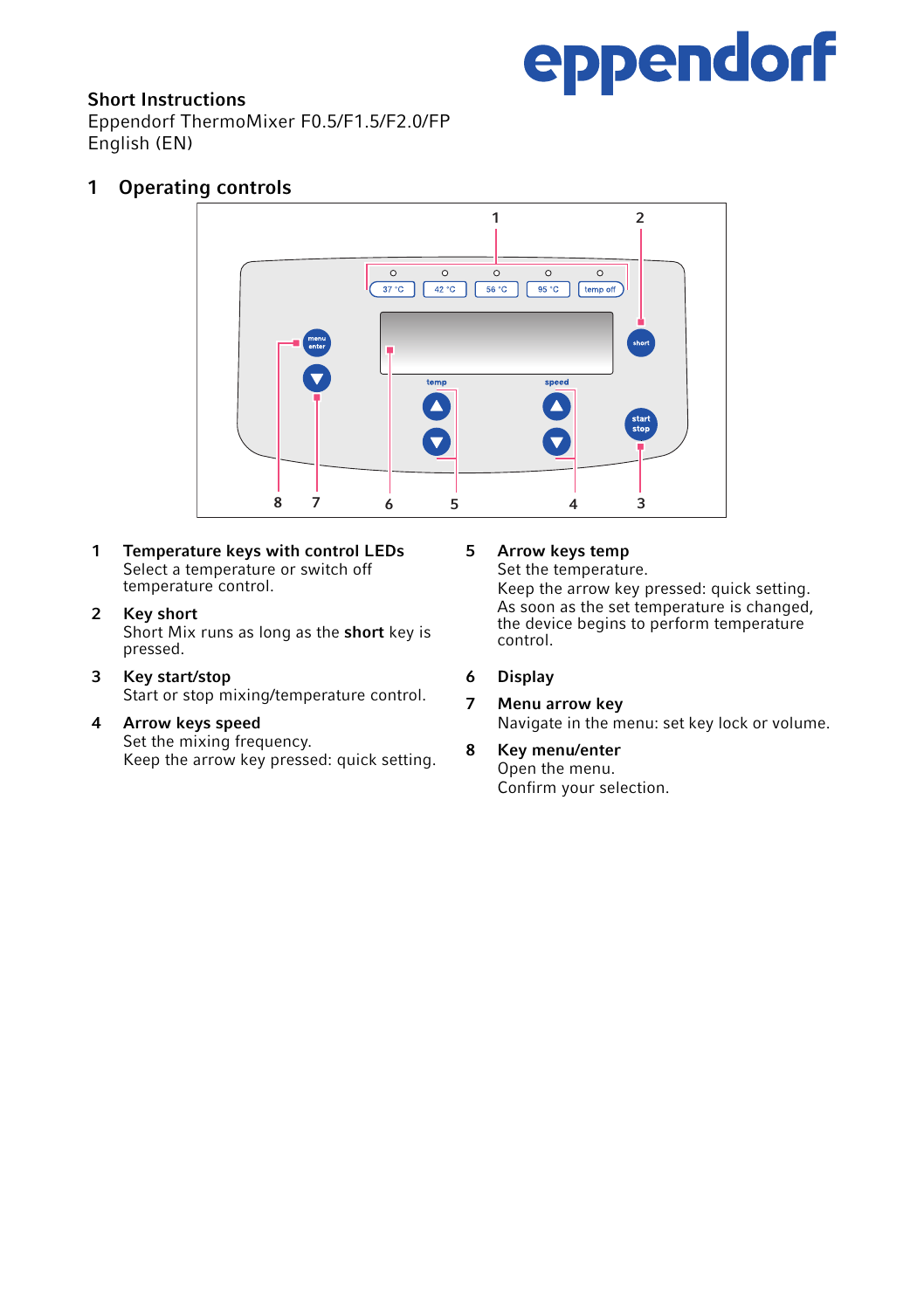eppendorf

**Short Instructions**
Eppendorf ThermoMixer F0.5/F1.5/F2.0/FP
English (EN)

## 1 Operating controls

1 **Temperature keys with control LEDs**
Select a temperature or switch off temperature control.

2 **Key short**
Short Mix runs as long as the **short** key is pressed.

3 **Key start/stop**
Start or stop mixing/temperature control.

4 **Arrow keys speed**
Set the mixing frequency.
Keep the arrow key pressed: quick setting.

5 **Arrow keys temp**
Set the temperature.
Keep the arrow key pressed: quick setting.
As soon as the set temperature is changed, the device begins to perform temperature control.

6 **Display**

7 **Menu arrow key**
Navigate in the menu: set key lock or volume.

8 **Key menu/enter**
Open the menu.
Confirm your selection.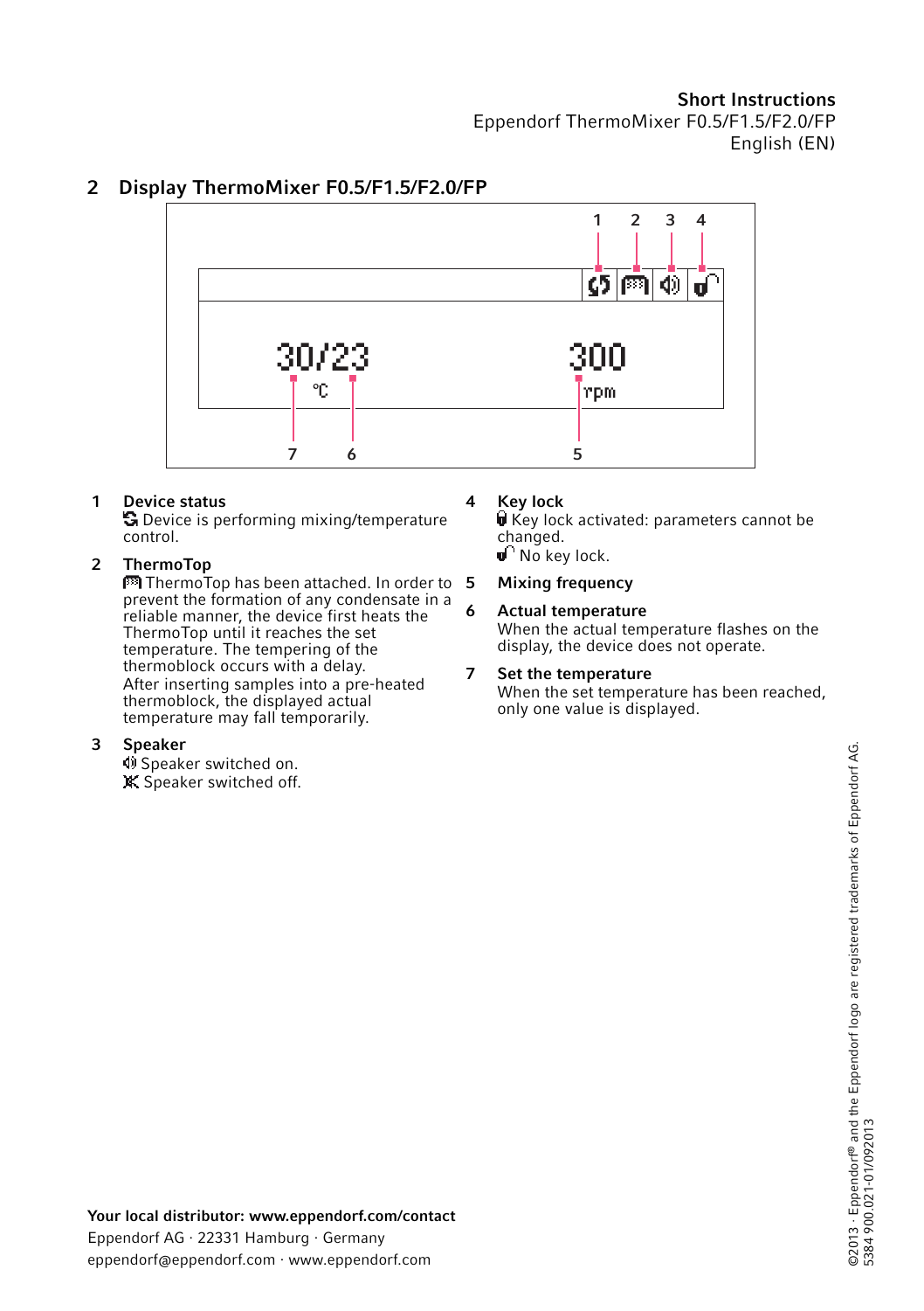Short Instructions
Eppendorf ThermoMixer F0.5/F1.5/F2.0/FP
English (EN)

## 2 Display ThermoMixer F0.5/F1.5/F2.0/FP

1 2 3 4

30/23
°C

300
rpm

7 6 5

1 **Device status**
Device is performing mixing/temperature control.

2 **ThermoTop**
ThermoTop has been attached. In order to prevent the formation of any condensate in a reliable manner, the device first heats the ThermoTop until it reaches the set temperature. The tempering of the thermoblock occurs with a delay.
After inserting samples into a pre-heated thermoblock, the displayed actual temperature may fall temporarily.

3 **Speaker**
Speaker switched on.
Speaker switched off.

4 **Key lock**
Key lock activated: parameters cannot be changed.
No key lock.

5 **Mixing frequency**

6 **Actual temperature**
When the actual temperature flashes on the display, the device does not operate.

7 **Set the temperature**
When the set temperature has been reached, only one value is displayed.

**Your local distributor: www.eppendorf.com/contact**
Eppendorf AG · 22331 Hamburg · Germany
eppendorf@eppendorf.com · www.eppendorf.com

©2013 · Eppendorf® and the Eppendorf logo are registered trademarks of Eppendorf AG.
5384 900.021-01/092013